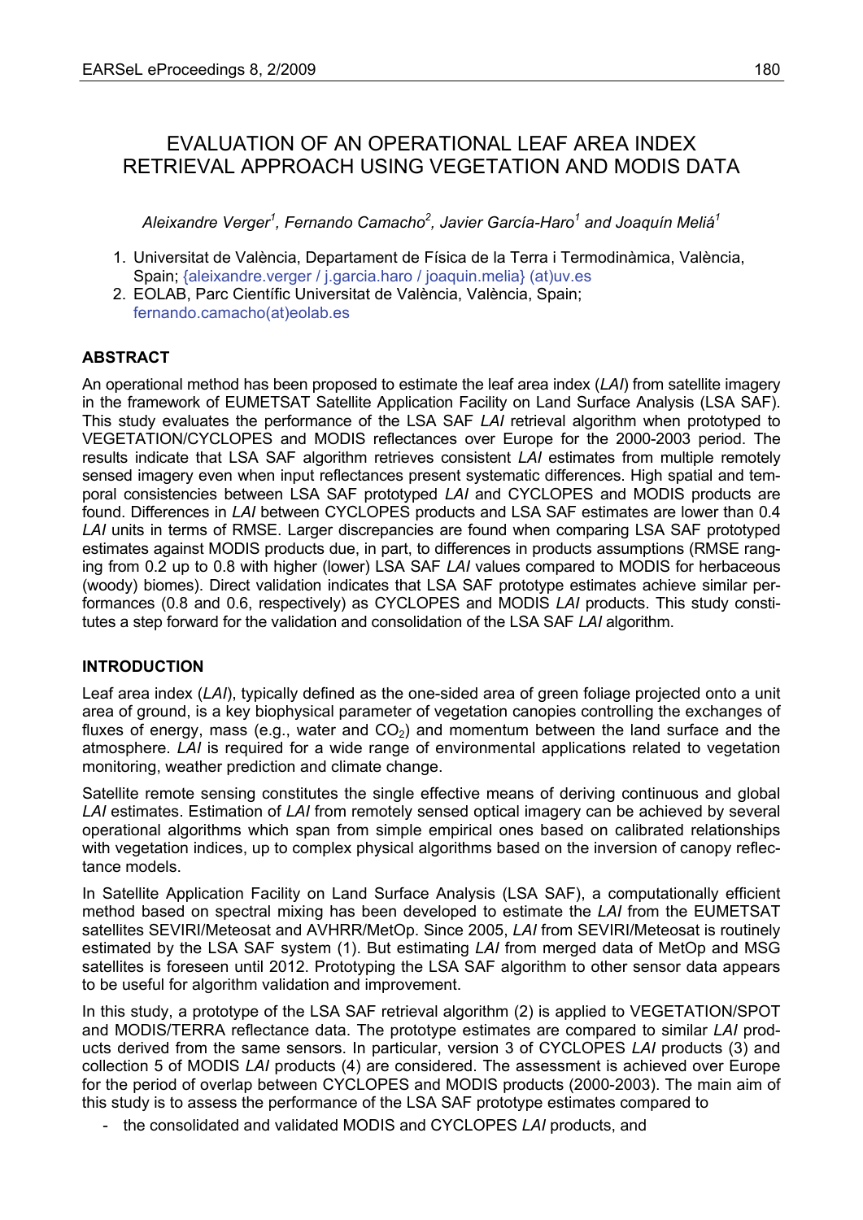# EVALUATION OF AN OPERATIONAL LEAF AREA INDEX RETRIEVAL APPROACH USING VEGETATION AND MODIS DATA

*Aleixandre Verger[1], Fernando Camacho[2], Javier García-Haro[1] and Joaquín Meliá[1]*

1. Universitat de València, Departament de Física de la Terra i Termodinàmica, València, Spain; {aleixandre.verger / j.garcia.haro / joaquin.melia} (at)uv.es
2. EOLAB, Parc Científic Universitat de València, València, Spain; fernando.camacho(at)eolab.es

## ABSTRACT

An operational method has been proposed to estimate the leaf area index (*LAI*) from satellite imagery in the framework of EUMETSAT Satellite Application Facility on Land Surface Analysis (LSA SAF). This study evaluates the performance of the LSA SAF *LAI* retrieval algorithm when prototyped to VEGETATION/CYCLOPES and MODIS reflectances over Europe for the 2000-2003 period. The results indicate that LSA SAF algorithm retrieves consistent *LAI* estimates from multiple remotely sensed imagery even when input reflectances present systematic differences. High spatial and temporal consistencies between LSA SAF prototyped *LAI* and CYCLOPES and MODIS products are found. Differences in *LAI* between CYCLOPES products and LSA SAF estimates are lower than 0.4 *LAI* units in terms of RMSE. Larger discrepancies are found when comparing LSA SAF prototyped estimates against MODIS products due, in part, to differences in products assumptions (RMSE ranging from 0.2 up to 0.8 with higher (lower) LSA SAF *LAI* values compared to MODIS for herbaceous (woody) biomes). Direct validation indicates that LSA SAF prototype estimates achieve similar performances (0.8 and 0.6, respectively) as CYCLOPES and MODIS *LAI* products. This study constitutes a step forward for the validation and consolidation of the LSA SAF *LAI* algorithm.

## INTRODUCTION

Leaf area index (*LAI*), typically defined as the one-sided area of green foliage projected onto a unit area of ground, is a key biophysical parameter of vegetation canopies controlling the exchanges of fluxes of energy, mass (e.g., water and $CO_2$) and momentum between the land surface and the atmosphere. *LAI* is required for a wide range of environmental applications related to vegetation monitoring, weather prediction and climate change.

Satellite remote sensing constitutes the single effective means of deriving continuous and global *LAI* estimates. Estimation of *LAI* from remotely sensed optical imagery can be achieved by several operational algorithms which span from simple empirical ones based on calibrated relationships with vegetation indices, up to complex physical algorithms based on the inversion of canopy reflectance models.

In Satellite Application Facility on Land Surface Analysis (LSA SAF), a computationally efficient method based on spectral mixing has been developed to estimate the *LAI* from the EUMETSAT satellites SEVIRI/Meteosat and AVHRR/MetOp. Since 2005, *LAI* from SEVIRI/Meteosat is routinely estimated by the LSA SAF system (1). But estimating *LAI* from merged data of MetOp and MSG satellites is foreseen until 2012. Prototyping the LSA SAF algorithm to other sensor data appears to be useful for algorithm validation and improvement.

In this study, a prototype of the LSA SAF retrieval algorithm (2) is applied to VEGETATION/SPOT and MODIS/TERRA reflectance data. The prototype estimates are compared to similar *LAI* products derived from the same sensors. In particular, version 3 of CYCLOPES *LAI* products (3) and collection 5 of MODIS *LAI* products (4) are considered. The assessment is achieved over Europe for the period of overlap between CYCLOPES and MODIS products (2000-2003). The main aim of this study is to assess the performance of the LSA SAF prototype estimates compared to

- the consolidated and validated MODIS and CYCLOPES *LAI* products, and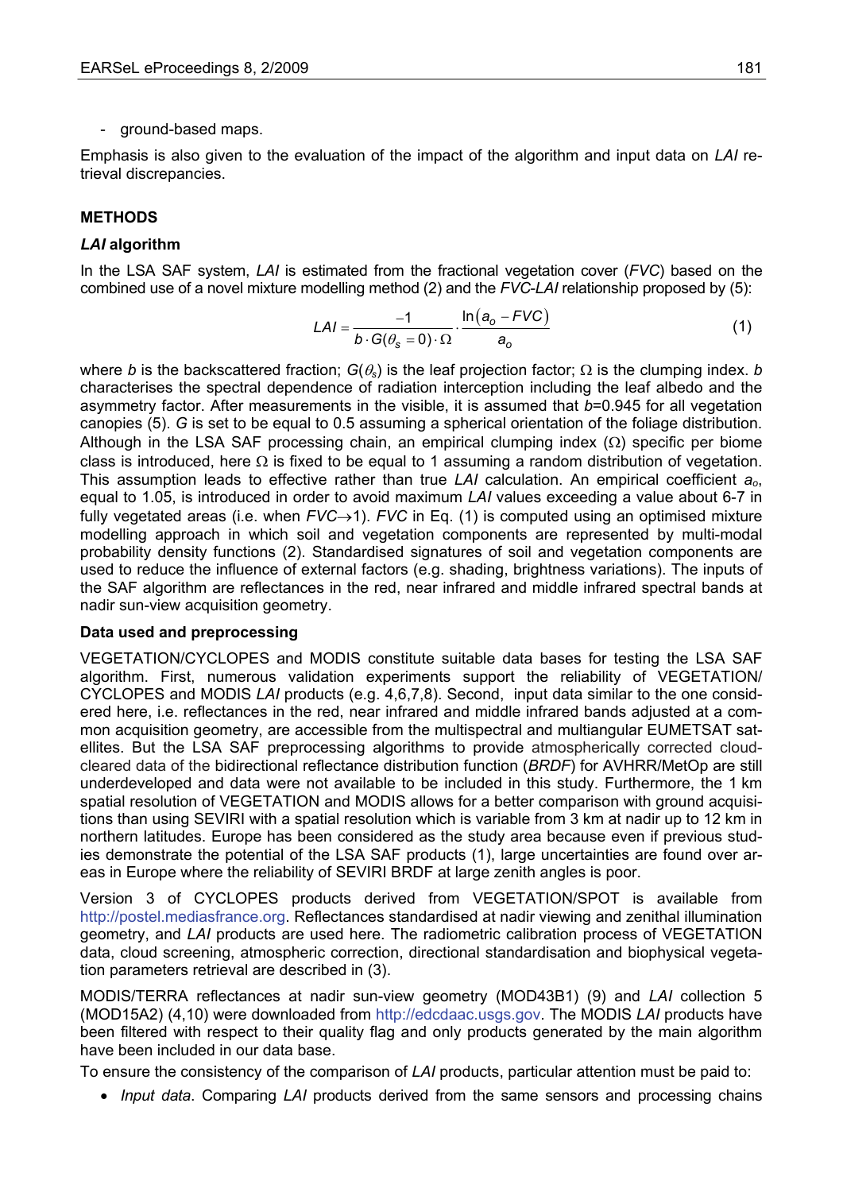- ground-based maps.

Emphasis is also given to the evaluation of the impact of the algorithm and input data on *LAI* retrieval discrepancies.

## METHODS

### *LAI* algorithm

In the LSA SAF system, *LAI* is estimated from the fractional vegetation cover (*FVC*) based on the combined use of a novel mixture modelling method (2) and the *FVC*-*LAI* relationship proposed by (5):

$$LAI = \frac{-1}{b \cdot G(\theta_s = 0) \cdot \Omega} \cdot \frac{\ln(a_o - FVC)}{a_o} \quad (1)$$

where $b$ is the backscattered fraction; $G(\theta_s)$ is the leaf projection factor; $\Omega$ is the clumping index. $b$ characterises the spectral dependence of radiation interception including the leaf albedo and the asymmetry factor. After measurements in the visible, it is assumed that $b$=0.945 for all vegetation canopies (5). $G$ is set to be equal to 0.5 assuming a spherical orientation of the foliage distribution. Although in the LSA SAF processing chain, an empirical clumping index ($\Omega$) specific per biome class is introduced, here $\Omega$ is fixed to be equal to 1 assuming a random distribution of vegetation. This assumption leads to effective rather than true *LAI* calculation. An empirical coefficient $a_o$, equal to 1.05, is introduced in order to avoid maximum *LAI* values exceeding a value about 6-7 in fully vegetated areas (i.e. when $FVC \rightarrow 1$). *FVC* in Eq. (1) is computed using an optimised mixture modelling approach in which soil and vegetation components are represented by multi-modal probability density functions (2). Standardised signatures of soil and vegetation components are used to reduce the influence of external factors (e.g. shading, brightness variations). The inputs of the SAF algorithm are reflectances in the red, near infrared and middle infrared spectral bands at nadir sun-view acquisition geometry.

### Data used and preprocessing

VEGETATION/CYCLOPES and MODIS constitute suitable data bases for testing the LSA SAF algorithm. First, numerous validation experiments support the reliability of VEGETATION/ CYCLOPES and MODIS *LAI* products (e.g. 4,6,7,8). Second, input data similar to the one considered here, i.e. reflectances in the red, near infrared and middle infrared bands adjusted at a common acquisition geometry, are accessible from the multispectral and multiangular EUMETSAT satellites. But the LSA SAF preprocessing algorithms to provide atmospherically corrected cloud-cleared data of the bidirectional reflectance distribution function (*BRDF*) for AVHRR/MetOp are still underdeveloped and data were not available to be included in this study. Furthermore, the 1 km spatial resolution of VEGETATION and MODIS allows for a better comparison with ground acquisitions than using SEVIRI with a spatial resolution which is variable from 3 km at nadir up to 12 km in northern latitudes. Europe has been considered as the study area because even if previous studies demonstrate the potential of the LSA SAF products (1), large uncertainties are found over areas in Europe where the reliability of SEVIRI BRDF at large zenith angles is poor.

Version 3 of CYCLOPES products derived from VEGETATION/SPOT is available from http://postel.mediasfrance.org. Reflectances standardised at nadir viewing and zenithal illumination geometry, and *LAI* products are used here. The radiometric calibration process of VEGETATION data, cloud screening, atmospheric correction, directional standardisation and biophysical vegetation parameters retrieval are described in (3).

MODIS/TERRA reflectances at nadir sun-view geometry (MOD43B1) (9) and *LAI* collection 5 (MOD15A2) (4,10) were downloaded from http://edcdaac.usgs.gov. The MODIS *LAI* products have been filtered with respect to their quality flag and only products generated by the main algorithm have been included in our data base.

To ensure the consistency of the comparison of *LAI* products, particular attention must be paid to:

- *Input data*. Comparing *LAI* products derived from the same sensors and processing chains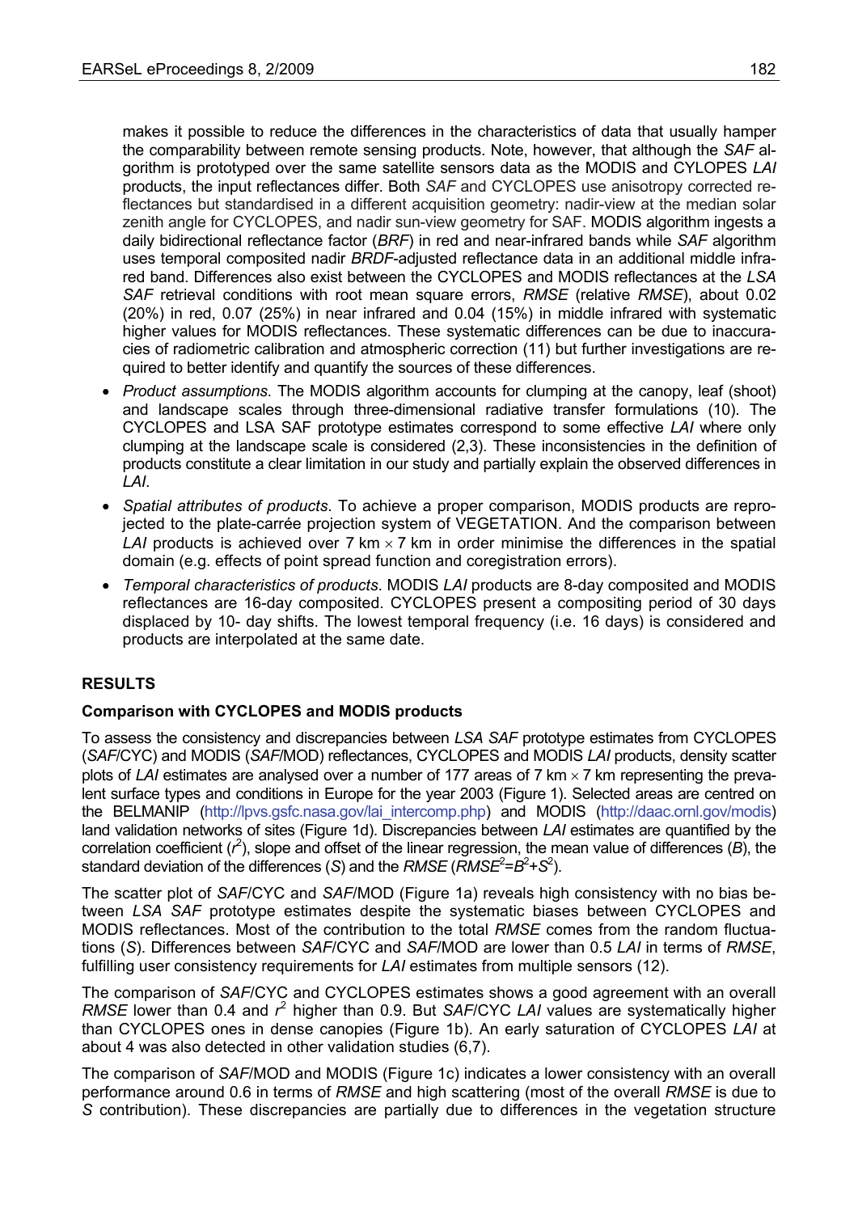makes it possible to reduce the differences in the characteristics of data that usually hamper the comparability between remote sensing products. Note, however, that although the *SAF* algorithm is prototyped over the same satellite sensors data as the MODIS and CYLOPES *LAI* products, the input reflectances differ. Both *SAF* and CYCLOPES use anisotropy corrected reflectances but standardised in a different acquisition geometry: nadir-view at the median solar zenith angle for CYCLOPES, and nadir sun-view geometry for SAF. MODIS algorithm ingests a daily bidirectional reflectance factor (*BRF*) in red and near-infrared bands while *SAF* algorithm uses temporal composited nadir *BRDF*-adjusted reflectance data in an additional middle infrared band. Differences also exist between the CYCLOPES and MODIS reflectances at the *LSA SAF* retrieval conditions with root mean square errors, *RMSE* (relative *RMSE*), about 0.02 (20%) in red, 0.07 (25%) in near infrared and 0.04 (15%) in middle infrared with systematic higher values for MODIS reflectances. These systematic differences can be due to inaccuracies of radiometric calibration and atmospheric correction (11) but further investigations are required to better identify and quantify the sources of these differences.

- *Product assumptions*. The MODIS algorithm accounts for clumping at the canopy, leaf (shoot) and landscape scales through three-dimensional radiative transfer formulations (10). The CYCLOPES and LSA SAF prototype estimates correspond to some effective *LAI* where only clumping at the landscape scale is considered (2,3). These inconsistencies in the definition of products constitute a clear limitation in our study and partially explain the observed differences in *LAI*.
- *Spatial attributes of products*. To achieve a proper comparison, MODIS products are reprojected to the plate-carrée projection system of VEGETATION. And the comparison between *LAI* products is achieved over 7 km × 7 km in order minimise the differences in the spatial domain (e.g. effects of point spread function and coregistration errors).
- *Temporal characteristics of products*. MODIS *LAI* products are 8-day composited and MODIS reflectances are 16-day composited. CYCLOPES present a compositing period of 30 days displaced by 10- day shifts. The lowest temporal frequency (i.e. 16 days) is considered and products are interpolated at the same date.

## RESULTS

### Comparison with CYCLOPES and MODIS products

To assess the consistency and discrepancies between *LSA SAF* prototype estimates from CYCLOPES (*SAF*/CYC) and MODIS (*SAF*/MOD) reflectances, CYCLOPES and MODIS *LAI* products, density scatter plots of *LAI* estimates are analysed over a number of 177 areas of 7 km × 7 km representing the prevalent surface types and conditions in Europe for the year 2003 (Figure 1). Selected areas are centred on the BELMANIP (http://lpvs.gsfc.nasa.gov/lai_intercomp.php) and MODIS (http://daac.ornl.gov/modis) land validation networks of sites (Figure 1d). Discrepancies between *LAI* estimates are quantified by the correlation coefficient ($r^2$), slope and offset of the linear regression, the mean value of differences (*B*), the standard deviation of the differences (*S*) and the *RMSE* ($RMSE^2=B^2+S^2$).

The scatter plot of *SAF*/CYC and *SAF*/MOD (Figure 1a) reveals high consistency with no bias between *LSA SAF* prototype estimates despite the systematic biases between CYCLOPES and MODIS reflectances. Most of the contribution to the total *RMSE* comes from the random fluctuations (*S*). Differences between *SAF*/CYC and *SAF*/MOD are lower than 0.5 *LAI* in terms of *RMSE*, fulfilling user consistency requirements for *LAI* estimates from multiple sensors (12).

The comparison of *SAF*/CYC and CYCLOPES estimates shows a good agreement with an overall *RMSE* lower than 0.4 and $r^2$ higher than 0.9. But *SAF*/CYC *LAI* values are systematically higher than CYCLOPES ones in dense canopies (Figure 1b). An early saturation of CYCLOPES *LAI* at about 4 was also detected in other validation studies (6,7).

The comparison of *SAF*/MOD and MODIS (Figure 1c) indicates a lower consistency with an overall performance around 0.6 in terms of *RMSE* and high scattering (most of the overall *RMSE* is due to *S* contribution). These discrepancies are partially due to differences in the vegetation structure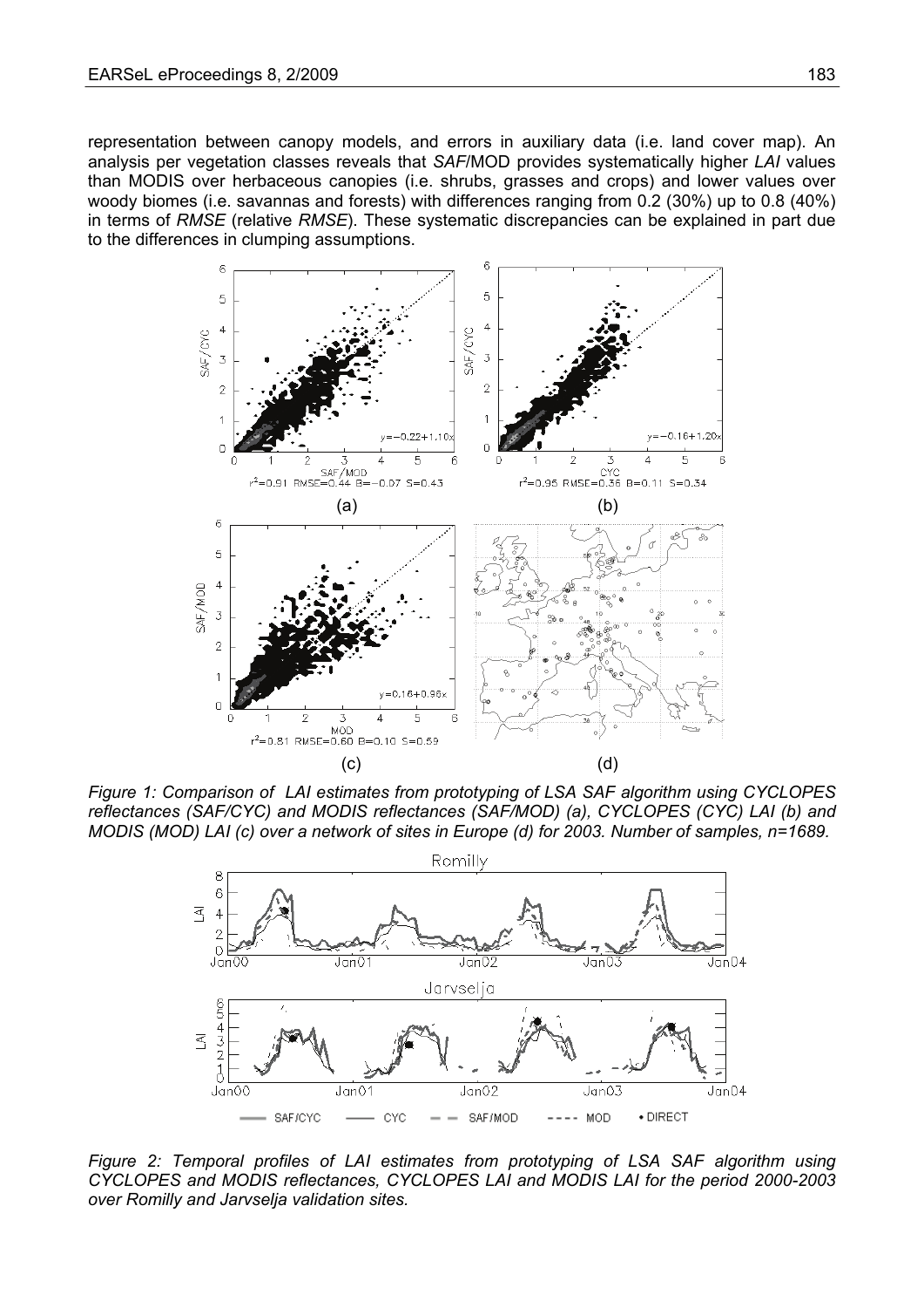representation between canopy models, and errors in auxiliary data (i.e. land cover map). An analysis per vegetation classes reveals that *SAF*/MOD provides systematically higher *LAI* values than MODIS over herbaceous canopies (i.e. shrubs, grasses and crops) and lower values over woody biomes (i.e. savannas and forests) with differences ranging from 0.2 (30%) up to 0.8 (40%) in terms of *RMSE* (relative *RMSE*). These systematic discrepancies can be explained in part due to the differences in clumping assumptions.

*Figure 1: Comparison of LAI estimates from prototyping of LSA SAF algorithm using CYCLOPES reflectances (SAF/CYC) and MODIS reflectances (SAF/MOD) (a), CYCLOPES (CYC) LAI (b) and MODIS (MOD) LAI (c) over a network of sites in Europe (d) for 2003. Number of samples, n=1689.*

*Figure 2: Temporal profiles of LAI estimates from prototyping of LSA SAF algorithm using CYCLOPES and MODIS reflectances, CYCLOPES LAI and MODIS LAI for the period 2000-2003 over Romilly and Jarvselja validation sites.*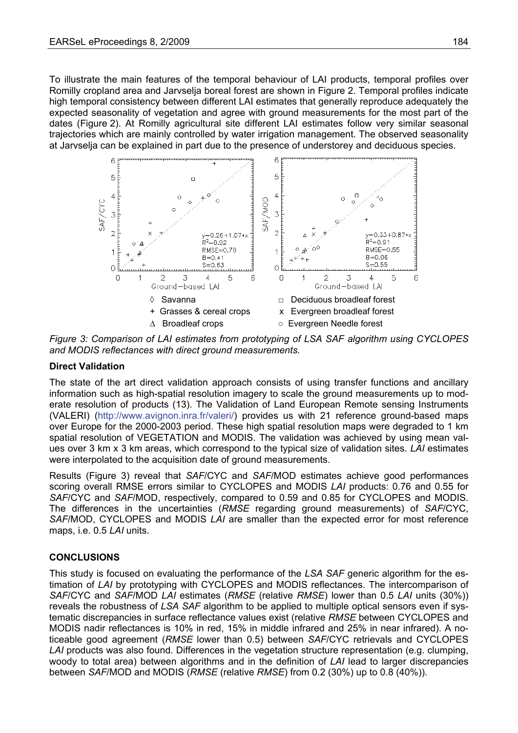To illustrate the main features of the temporal behaviour of LAI products, temporal profiles over Romilly cropland area and Jarvselja boreal forest are shown in Figure 2. Temporal profiles indicate high temporal consistency between different LAI estimates that generally reproduce adequately the expected seasonality of vegetation and agree with ground measurements for the most part of the dates (Figure 2). At Romilly agricultural site different LAI estimates follow very similar seasonal trajectories which are mainly controlled by water irrigation management. The observed seasonality at Jarvselja can be explained in part due to the presence of understorey and deciduous species.

*Figure 3: Comparison of LAI estimates from prototyping of LSA SAF algorithm using CYCLOPES and MODIS reflectances with direct ground measurements.*

**Direct Validation**

The state of the art direct validation approach consists of using transfer functions and ancillary information such as high-spatial resolution imagery to scale the ground measurements up to moderate resolution of products (13). The Validation of Land European Remote sensing Instruments (VALERI) (http://www.avignon.inra.fr/valeri/) provides us with 21 reference ground-based maps over Europe for the 2000-2003 period. These high spatial resolution maps were degraded to 1 km spatial resolution of VEGETATION and MODIS. The validation was achieved by using mean values over 3 km x 3 km areas, which correspond to the typical size of validation sites. *LAI* estimates were interpolated to the acquisition date of ground measurements.

Results (Figure 3) reveal that *SAF*/CYC and *SAF*/MOD estimates achieve good performances scoring overall RMSE errors similar to CYCLOPES and MODIS *LAI* products: 0.76 and 0.55 for *SAF*/CYC and *SAF*/MOD, respectively, compared to 0.59 and 0.85 for CYCLOPES and MODIS. The differences in the uncertainties (*RMSE* regarding ground measurements) of *SAF*/CYC, *SAF*/MOD, CYCLOPES and MODIS *LAI* are smaller than the expected error for most reference maps, i.e. 0.5 *LAI* units.

## CONCLUSIONS

This study is focused on evaluating the performance of the *LSA SAF* generic algorithm for the estimation of *LAI* by prototyping with CYCLOPES and MODIS reflectances. The intercomparison of *SAF*/CYC and *SAF*/MOD *LAI* estimates (*RMSE* (relative *RMSE*) lower than 0.5 *LAI* units (30%)) reveals the robustness of *LSA SAF* algorithm to be applied to multiple optical sensors even if systematic discrepancies in surface reflectance values exist (relative *RMSE* between CYCLOPES and MODIS nadir reflectances is 10% in red, 15% in middle infrared and 25% in near infrared). A noticeable good agreement (*RMSE* lower than 0.5) between *SAF*/CYC retrievals and CYCLOPES *LAI* products was also found. Differences in the vegetation structure representation (e.g. clumping, woody to total area) between algorithms and in the definition of *LAI* lead to larger discrepancies between *SAF*/MOD and MODIS (*RMSE* (relative *RMSE*) from 0.2 (30%) up to 0.8 (40%)).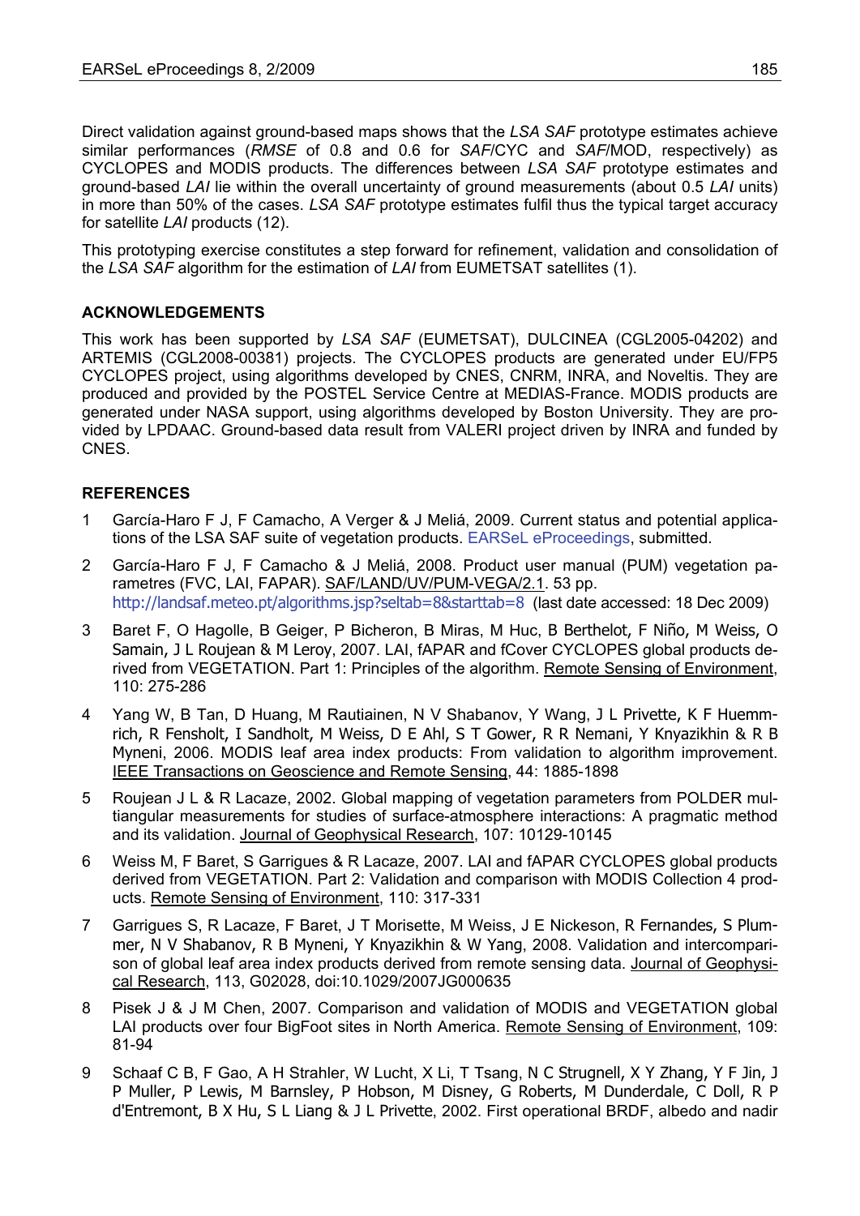Direct validation against ground-based maps shows that the *LSA SAF* prototype estimates achieve similar performances (*RMSE* of 0.8 and 0.6 for *SAF*/CYC and *SAF*/MOD, respectively) as CYCLOPES and MODIS products. The differences between *LSA SAF* prototype estimates and ground-based *LAI* lie within the overall uncertainty of ground measurements (about 0.5 *LAI* units) in more than 50% of the cases. *LSA SAF* prototype estimates fulfil thus the typical target accuracy for satellite *LAI* products (12).

This prototyping exercise constitutes a step forward for refinement, validation and consolidation of the *LSA SAF* algorithm for the estimation of *LAI* from EUMETSAT satellites (1).

## ACKNOWLEDGEMENTS

This work has been supported by *LSA SAF* (EUMETSAT), DULCINEA (CGL2005-04202) and ARTEMIS (CGL2008-00381) projects. The CYCLOPES products are generated under EU/FP5 CYCLOPES project, using algorithms developed by CNES, CNRM, INRA, and Noveltis. They are produced and provided by the POSTEL Service Centre at MEDIAS-France. MODIS products are generated under NASA support, using algorithms developed by Boston University. They are provided by LPDAAC. Ground-based data result from VALERI project driven by INRA and funded by CNES.

## REFERENCES

1. García-Haro F J, F Camacho, A Verger & J Meliá, 2009. Current status and potential applications of the LSA SAF suite of vegetation products. EARSeL eProceedings, submitted.
2. García-Haro F J, F Camacho & J Meliá, 2008. Product user manual (PUM) vegetation parametres (FVC, LAI, FAPAR). SAF/LAND/UV/PUM-VEGA/2.1. 53 pp. http://landsaf.meteo.pt/algorithms.jsp?seltab=8&starttab=8 (last date accessed: 18 Dec 2009)
3. Baret F, O Hagolle, B Geiger, P Bicheron, B Miras, M Huc, B Berthelot, F Niño, M Weiss, O Samain, J L Roujean & M Leroy, 2007. LAI, fAPAR and fCover CYCLOPES global products derived from VEGETATION. Part 1: Principles of the algorithm. Remote Sensing of Environment, 110: 275-286
4. Yang W, B Tan, D Huang, M Rautiainen, N V Shabanov, Y Wang, J L Privette, K F Huemmrich, R Fensholt, I Sandholt, M Weiss, D E Ahl, S T Gower, R R Nemani, Y Knyazikhin & R B Myneni, 2006. MODIS leaf area index products: From validation to algorithm improvement. IEEE Transactions on Geoscience and Remote Sensing, 44: 1885-1898
5. Roujean J L & R Lacaze, 2002. Global mapping of vegetation parameters from POLDER multiangular measurements for studies of surface-atmosphere interactions: A pragmatic method and its validation. Journal of Geophysical Research, 107: 10129-10145
6. Weiss M, F Baret, S Garrigues & R Lacaze, 2007. LAI and fAPAR CYCLOPES global products derived from VEGETATION. Part 2: Validation and comparison with MODIS Collection 4 products. Remote Sensing of Environment, 110: 317-331
7. Garrigues S, R Lacaze, F Baret, J T Morisette, M Weiss, J E Nickeson, R Fernandes, S Plummer, N V Shabanov, R B Myneni, Y Knyazikhin & W Yang, 2008. Validation and intercomparison of global leaf area index products derived from remote sensing data. Journal of Geophysical Research, 113, G02028, doi:10.1029/2007JG000635
8. Pisek J & J M Chen, 2007. Comparison and validation of MODIS and VEGETATION global LAI products over four BigFoot sites in North America. Remote Sensing of Environment, 109: 81-94
9. Schaaf C B, F Gao, A H Strahler, W Lucht, X Li, T Tsang, N C Strugnell, X Y Zhang, Y F Jin, J P Muller, P Lewis, M Barnsley, P Hobson, M Disney, G Roberts, M Dunderdale, C Doll, R P d'Entremont, B X Hu, S L Liang & J L Privette, 2002. First operational BRDF, albedo and nadir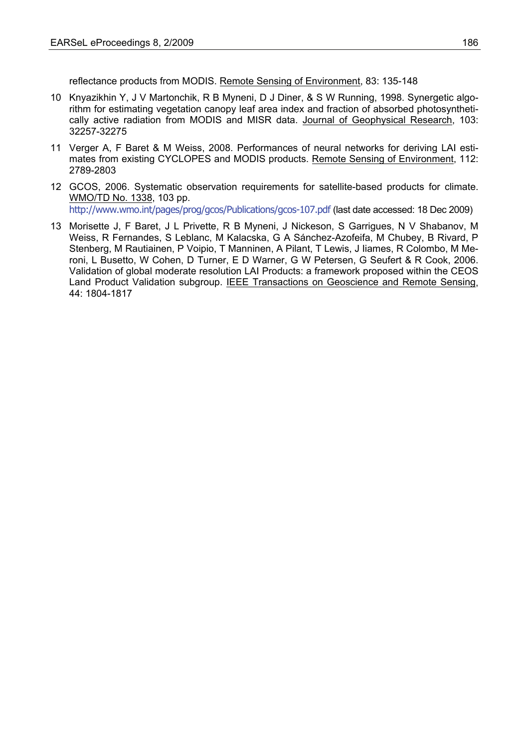reflectance products from MODIS. Remote Sensing of Environment, 83: 135-148

10 Knyazikhin Y, J V Martonchik, R B Myneni, D J Diner, & S W Running, 1998. Synergetic algorithm for estimating vegetation canopy leaf area index and fraction of absorbed photosynthetically active radiation from MODIS and MISR data. Journal of Geophysical Research, 103: 32257-32275

11 Verger A, F Baret & M Weiss, 2008. Performances of neural networks for deriving LAI estimates from existing CYCLOPES and MODIS products. Remote Sensing of Environment, 112: 2789-2803

12 GCOS, 2006. Systematic observation requirements for satellite-based products for climate. WMO/TD No. 1338, 103 pp. http://www.wmo.int/pages/prog/gcos/Publications/gcos-107.pdf (last date accessed: 18 Dec 2009)

13 Morisette J, F Baret, J L Privette, R B Myneni, J Nickeson, S Garrigues, N V Shabanov, M Weiss, R Fernandes, S Leblanc, M Kalacska, G A Sánchez-Azofeifa, M Chubey, B Rivard, P Stenberg, M Rautiainen, P Voipio, T Manninen, A Pilant, T Lewis, J Iiames, R Colombo, M Meroni, L Busetto, W Cohen, D Turner, E D Warner, G W Petersen, G Seufert & R Cook, 2006. Validation of global moderate resolution LAI Products: a framework proposed within the CEOS Land Product Validation subgroup. IEEE Transactions on Geoscience and Remote Sensing, 44: 1804-1817